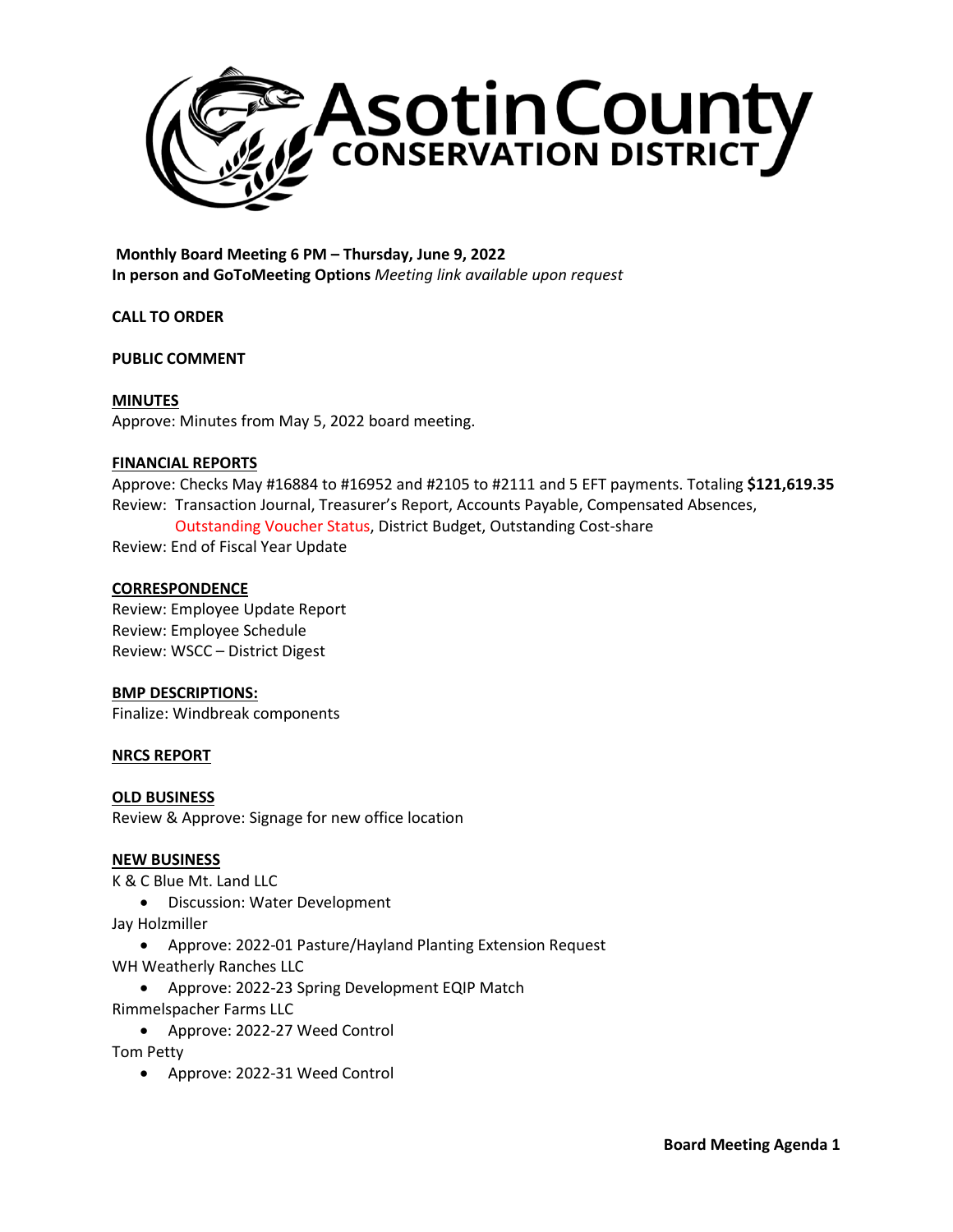# Asotin County CONSERVATION DISTRICT

**Monthly Board Meeting 6 PM – Thursday, June 9, 2022**
**In person and GoToMeeting Options** *Meeting link available upon request*

**CALL TO ORDER**

**PUBLIC COMMENT**

**MINUTES**
Approve: Minutes from May 5, 2022 board meeting.

**FINANCIAL REPORTS**
Approve: Checks May #16884 to #16952 and #2105 to #2111 and 5 EFT payments. Totaling **$121,619.35**
Review: Transaction Journal, Treasurer's Report, Accounts Payable, Compensated Absences, Outstanding Voucher Status, District Budget, Outstanding Cost-share
Review: End of Fiscal Year Update

**CORRESPONDENCE**
Review: Employee Update Report
Review: Employee Schedule
Review: WSCC – District Digest

**BMP DESCRIPTIONS:**
Finalize: Windbreak components

**NRCS REPORT**

**OLD BUSINESS**
Review & Approve: Signage for new office location

**NEW BUSINESS**
K & C Blue Mt. Land LLC

- Discussion: Water Development

Jay Holzmiller

- Approve: 2022-01 Pasture/Hayland Planting Extension Request

WH Weatherly Ranches LLC

- Approve: 2022-23 Spring Development EQIP Match

Rimmelspacher Farms LLC

- Approve: 2022-27 Weed Control

Tom Petty

- Approve: 2022-31 Weed Control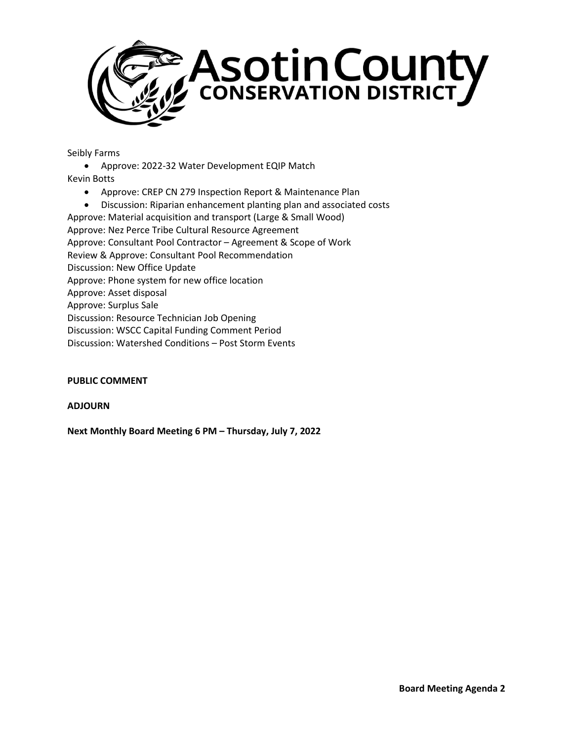Seibly Farms

- Approve: 2022-32 Water Development EQIP Match

Kevin Botts

- Approve: CREP CN 279 Inspection Report & Maintenance Plan
- Discussion: Riparian enhancement planting plan and associated costs

Approve: Material acquisition and transport (Large & Small Wood)
Approve: Nez Perce Tribe Cultural Resource Agreement
Approve: Consultant Pool Contractor – Agreement & Scope of Work
Review & Approve: Consultant Pool Recommendation
Discussion: New Office Update
Approve: Phone system for new office location
Approve: Asset disposal
Approve: Surplus Sale
Discussion: Resource Technician Job Opening
Discussion: WSCC Capital Funding Comment Period
Discussion: Watershed Conditions – Post Storm Events

**PUBLIC COMMENT**

**ADJOURN**

**Next Monthly Board Meeting 6 PM – Thursday, July 7, 2022**